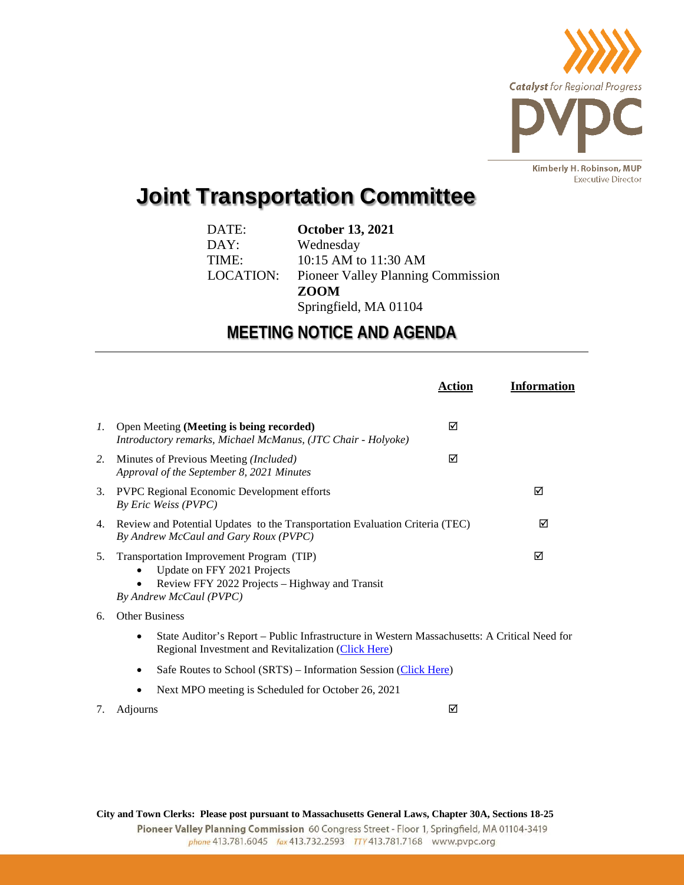Catalyst for Regional Progress

PVPC

Kimberly H. Robinson, MUP
Executive Director

# Joint Transportation Committee

DATE: **October 13, 2021**
DAY: Wednesday
TIME: 10:15 AM to 11:30 AM
LOCATION: Pioneer Valley Planning Commission
**ZOOM**
Springfield, MA 01104

## MEETING NOTICE AND AGENDA

| | | Action | Information |
|---|---|---|---|
| *1.* | Open Meeting **(Meeting is being recorded)**<br>*Introductory remarks, Michael McManus, (JTC Chair - Holyoke)* | ☑ | |
| *2.* | Minutes of Previous Meeting *(Included)*<br>*Approval of the September 8, 2021 Minutes* | ☑ | |
| 3. | PVPC Regional Economic Development efforts<br>*By Eric Weiss (PVPC)* | | ☑ |
| 4. | Review and Potential Updates to the Transportation Evaluation Criteria (TEC)<br>*By Andrew McCaul and Gary Roux (PVPC)* | | ☑ |
| 5. | Transportation Improvement Program (TIP)<br>• Update on FFY 2021 Projects<br>• Review FFY 2022 Projects – Highway and Transit<br>*By Andrew McCaul (PVPC)* | | ☑ |
| 6. | Other Business<br>• State Auditor's Report – Public Infrastructure in Western Massachusetts: A Critical Need for Regional Investment and Revitalization (Click Here)<br>• Safe Routes to School (SRTS) – Information Session (Click Here)<br>• Next MPO meeting is Scheduled for October 26, 2021 | | |
| 7. | Adjourns | ☑ | |

**City and Town Clerks: Please post pursuant to Massachusetts General Laws, Chapter 30A, Sections 18-25**

**Pioneer Valley Planning Commission** 60 Congress Street - Floor 1, Springfield, MA 01104-3419
*phone* 413.781.6045 *fax* 413.732.2593 *TTY* 413.781.7168 www.pvpc.org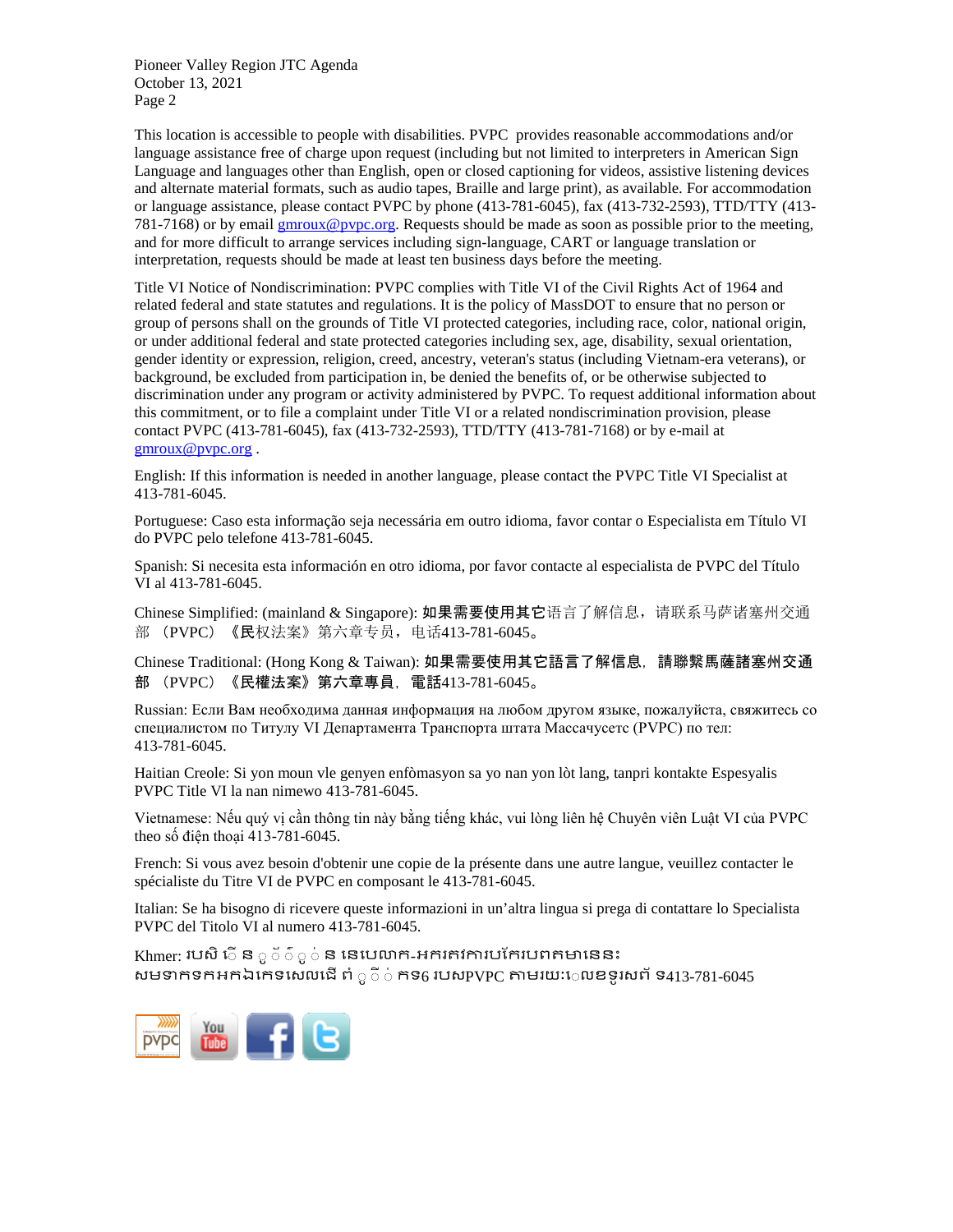This location is accessible to people with disabilities. PVPC provides reasonable accommodations and/or language assistance free of charge upon request (including but not limited to interpreters in American Sign Language and languages other than English, open or closed captioning for videos, assistive listening devices and alternate material formats, such as audio tapes, Braille and large print), as available. For accommodation or language assistance, please contact PVPC by phone (413-781-6045), fax (413-732-2593), TTD/TTY (413-781-7168) or by email gmroux@pvpc.org. Requests should be made as soon as possible prior to the meeting, and for more difficult to arrange services including sign-language, CART or language translation or interpretation, requests should be made at least ten business days before the meeting.

Title VI Notice of Nondiscrimination: PVPC complies with Title VI of the Civil Rights Act of 1964 and related federal and state statutes and regulations. It is the policy of MassDOT to ensure that no person or group of persons shall on the grounds of Title VI protected categories, including race, color, national origin, or under additional federal and state protected categories including sex, age, disability, sexual orientation, gender identity or expression, religion, creed, ancestry, veteran's status (including Vietnam-era veterans), or background, be excluded from participation in, be denied the benefits of, or be otherwise subjected to discrimination under any program or activity administered by PVPC. To request additional information about this commitment, or to file a complaint under Title VI or a related nondiscrimination provision, please contact PVPC (413-781-6045), fax (413-732-2593), TTD/TTY (413-781-7168) or by e-mail at gmroux@pvpc.org .

English: If this information is needed in another language, please contact the PVPC Title VI Specialist at 413-781-6045.

Portuguese: Caso esta informação seja necessária em outro idioma, favor contar o Especialista em Título VI do PVPC pelo telefone 413-781-6045.

Spanish: Si necesita esta información en otro idioma, por favor contacte al especialista de PVPC del Título VI al 413-781-6045.

Chinese Simplified: (mainland & Singapore): 如果需要使用其它语言了解信息，请联系马萨诸塞州交通部 （PVPC）《民权法案》第六章专员，电话413-781-6045。

Chinese Traditional: (Hong Kong & Taiwan): 如果需要使用其它語言了解信息，請聯繫馬薩諸塞州交通部 （PVPC）《民權法案》第六章專員，電話413-781-6045。

Russian: Если Вам необходима данная информация на любом другом языке, пожалуйста, свяжитесь со специалистом по Титулу VI Департамента Транспорта штата Массачусетс (PVPC) по тел: 413-781-6045.

Haitian Creole: Si yon moun vle genyen enfòmasyon sa yo nan yon lòt lang, tanpri kontakte Espesyalis PVPC Title VI la nan nimewo 413-781-6045.

Vietnamese: Nếu quý vị cần thông tin này bằng tiếng khác, vui lòng liên hệ Chuyên viên Luật VI của PVPC theo số điện thoại 413-781-6045.

French: Si vous avez besoin d'obtenir une copie de la présente dans une autre langue, veuillez contacter le spécialiste du Titre VI de PVPC en composant le 413-781-6045.

Italian: Se ha bisogno di ricevere queste informazioni in un'altra lingua si prega di contattare lo Specialista PVPC del Titolo VI al numero 413-781-6045.

Khmer: របសិ ើ ន ូ ័ ៍ ូ ់ ន នេបេលាក-អករត្រការបកែរបពតមាននេះ សមទាកទកអកឯកេទេសលជើ ព់ ូ ី ់ កទ6 របសPVPC តាមរយៈេលខទូរសព័ ទ413-781-6045